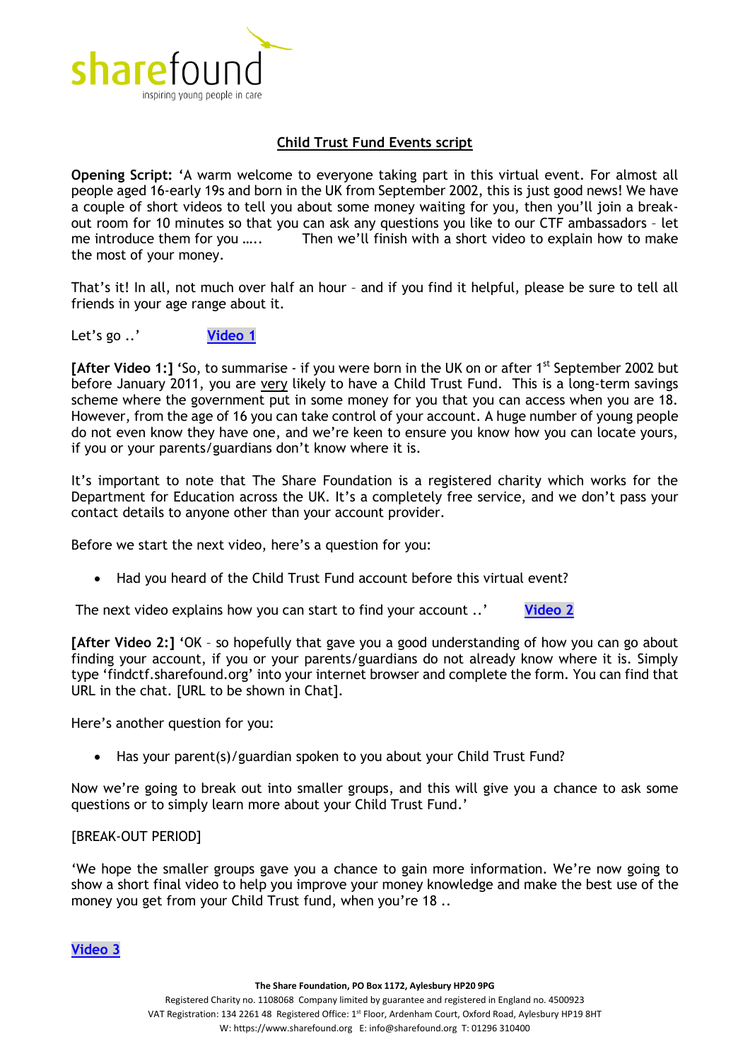sharefound
inspiring young people in care

## Child Trust Fund Events script

**Opening Script:** 'A warm welcome to everyone taking part in this virtual event. For almost all people aged 16-early 19s and born in the UK from September 2002, this is just good news! We have a couple of short videos to tell you about some money waiting for you, then you'll join a break-out room for 10 minutes so that you can ask any questions you like to our CTF ambassadors – let me introduce them for you ….. Then we'll finish with a short video to explain how to make the most of your money.

That's it! In all, not much over half an hour – and if you find it helpful, please be sure to tell all friends in your age range about it.

Let's go ..' **Video 1**

**[After Video 1:]** 'So, to summarise - if you were born in the UK on or after 1st September 2002 but before January 2011, you are very likely to have a Child Trust Fund. This is a long-term savings scheme where the government put in some money for you that you can access when you are 18. However, from the age of 16 you can take control of your account. A huge number of young people do not even know they have one, and we're keen to ensure you know how you can locate yours, if you or your parents/guardians don't know where it is.

It's important to note that The Share Foundation is a registered charity which works for the Department for Education across the UK. It's a completely free service, and we don't pass your contact details to anyone other than your account provider.

Before we start the next video, here's a question for you:

- Had you heard of the Child Trust Fund account before this virtual event?

The next video explains how you can start to find your account ..' **Video 2**

**[After Video 2:]** 'OK – so hopefully that gave you a good understanding of how you can go about finding your account, if you or your parents/guardians do not already know where it is. Simply type 'findctf.sharefound.org' into your internet browser and complete the form. You can find that URL in the chat. [URL to be shown in Chat].

Here's another question for you:

- Has your parent(s)/guardian spoken to you about your Child Trust Fund?

Now we're going to break out into smaller groups, and this will give you a chance to ask some questions or to simply learn more about your Child Trust Fund.'

[BREAK-OUT PERIOD]

'We hope the smaller groups gave you a chance to gain more information. We're now going to show a short final video to help you improve your money knowledge and make the best use of the money you get from your Child Trust fund, when you're 18 ..

**Video 3**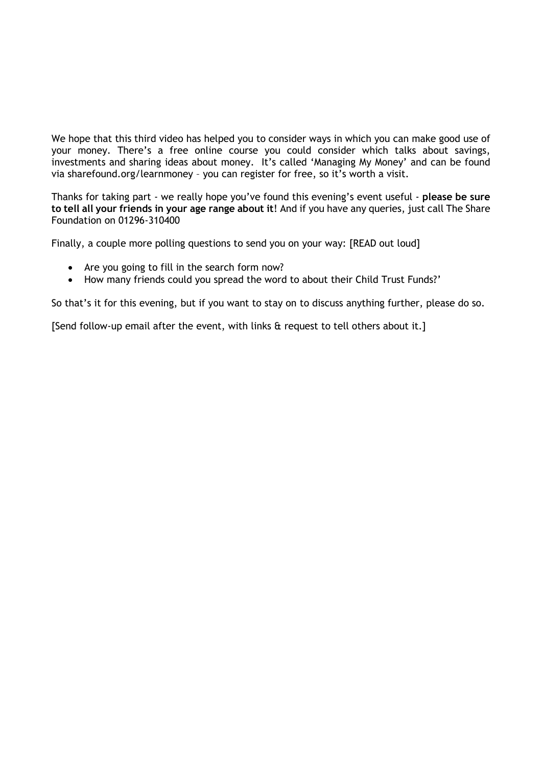We hope that this third video has helped you to consider ways in which you can make good use of your money. There's a free online course you could consider which talks about savings, investments and sharing ideas about money. It's called 'Managing My Money' and can be found via sharefound.org/learnmoney – you can register for free, so it's worth a visit.

Thanks for taking part - we really hope you've found this evening's event useful - **please be sure to tell all your friends in your age range about it**! And if you have any queries, just call The Share Foundation on 01296-310400

Finally, a couple more polling questions to send you on your way: [READ out loud]

- Are you going to fill in the search form now?
- How many friends could you spread the word to about their Child Trust Funds?'

So that's it for this evening, but if you want to stay on to discuss anything further, please do so.

[Send follow-up email after the event, with links & request to tell others about it.]